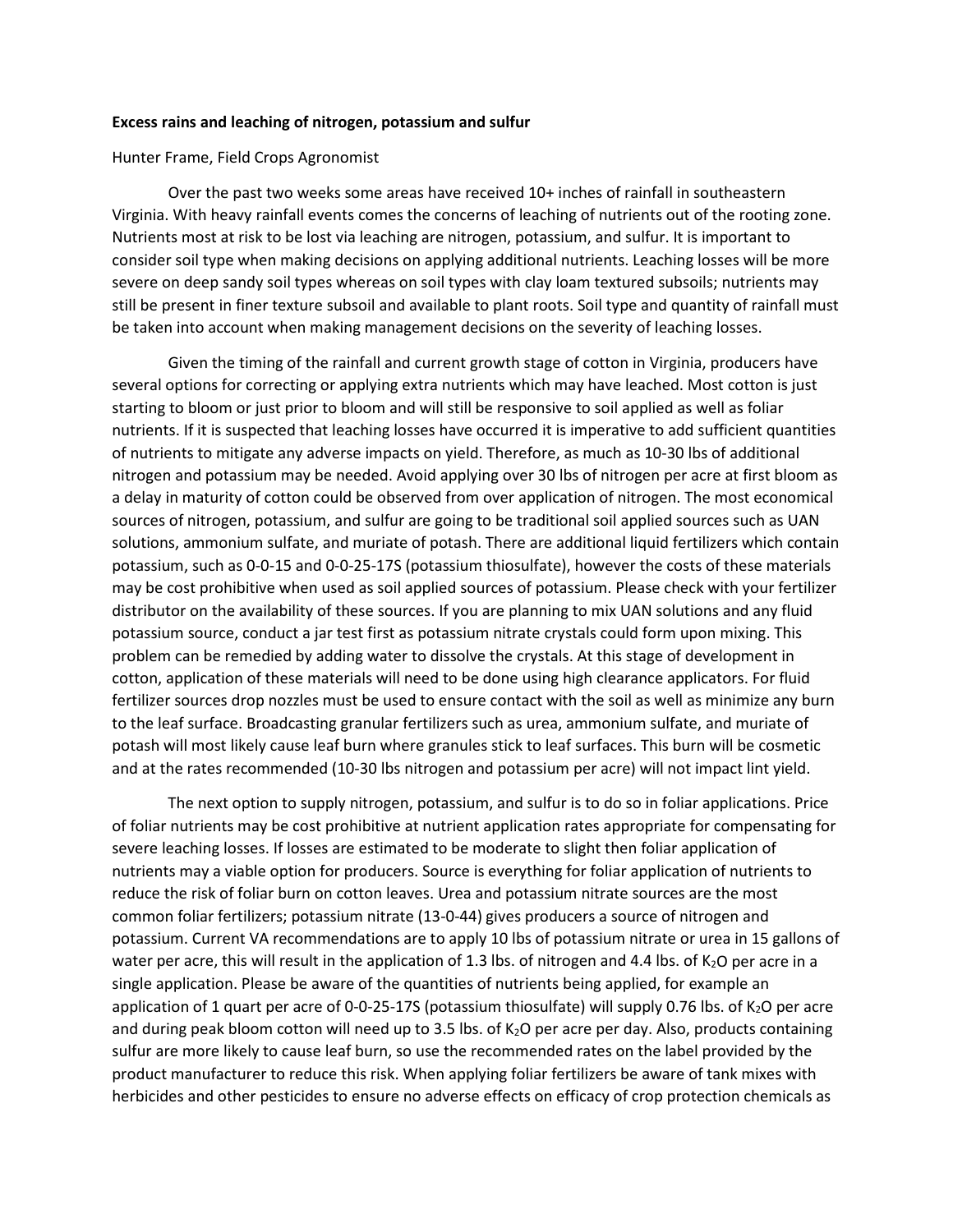**Excess rains and leaching of nitrogen, potassium and sulfur**

Hunter Frame, Field Crops Agronomist

Over the past two weeks some areas have received 10+ inches of rainfall in southeastern Virginia. With heavy rainfall events comes the concerns of leaching of nutrients out of the rooting zone. Nutrients most at risk to be lost via leaching are nitrogen, potassium, and sulfur. It is important to consider soil type when making decisions on applying additional nutrients. Leaching losses will be more severe on deep sandy soil types whereas on soil types with clay loam textured subsoils; nutrients may still be present in finer texture subsoil and available to plant roots. Soil type and quantity of rainfall must be taken into account when making management decisions on the severity of leaching losses.

Given the timing of the rainfall and current growth stage of cotton in Virginia, producers have several options for correcting or applying extra nutrients which may have leached. Most cotton is just starting to bloom or just prior to bloom and will still be responsive to soil applied as well as foliar nutrients. If it is suspected that leaching losses have occurred it is imperative to add sufficient quantities of nutrients to mitigate any adverse impacts on yield. Therefore, as much as 10-30 lbs of additional nitrogen and potassium may be needed. Avoid applying over 30 lbs of nitrogen per acre at first bloom as a delay in maturity of cotton could be observed from over application of nitrogen. The most economical sources of nitrogen, potassium, and sulfur are going to be traditional soil applied sources such as UAN solutions, ammonium sulfate, and muriate of potash. There are additional liquid fertilizers which contain potassium, such as 0-0-15 and 0-0-25-17S (potassium thiosulfate), however the costs of these materials may be cost prohibitive when used as soil applied sources of potassium. Please check with your fertilizer distributor on the availability of these sources. If you are planning to mix UAN solutions and any fluid potassium source, conduct a jar test first as potassium nitrate crystals could form upon mixing. This problem can be remedied by adding water to dissolve the crystals. At this stage of development in cotton, application of these materials will need to be done using high clearance applicators. For fluid fertilizer sources drop nozzles must be used to ensure contact with the soil as well as minimize any burn to the leaf surface. Broadcasting granular fertilizers such as urea, ammonium sulfate, and muriate of potash will most likely cause leaf burn where granules stick to leaf surfaces. This burn will be cosmetic and at the rates recommended (10-30 lbs nitrogen and potassium per acre) will not impact lint yield.

The next option to supply nitrogen, potassium, and sulfur is to do so in foliar applications. Price of foliar nutrients may be cost prohibitive at nutrient application rates appropriate for compensating for severe leaching losses. If losses are estimated to be moderate to slight then foliar application of nutrients may a viable option for producers. Source is everything for foliar application of nutrients to reduce the risk of foliar burn on cotton leaves. Urea and potassium nitrate sources are the most common foliar fertilizers; potassium nitrate (13-0-44) gives producers a source of nitrogen and potassium. Current VA recommendations are to apply 10 lbs of potassium nitrate or urea in 15 gallons of water per acre, this will result in the application of 1.3 lbs. of nitrogen and 4.4 lbs. of $K_2O$ per acre in a single application. Please be aware of the quantities of nutrients being applied, for example an application of 1 quart per acre of 0-0-25-17S (potassium thiosulfate) will supply 0.76 lbs. of $K_2O$ per acre and during peak bloom cotton will need up to 3.5 lbs. of $K_2O$ per acre per day. Also, products containing sulfur are more likely to cause leaf burn, so use the recommended rates on the label provided by the product manufacturer to reduce this risk. When applying foliar fertilizers be aware of tank mixes with herbicides and other pesticides to ensure no adverse effects on efficacy of crop protection chemicals as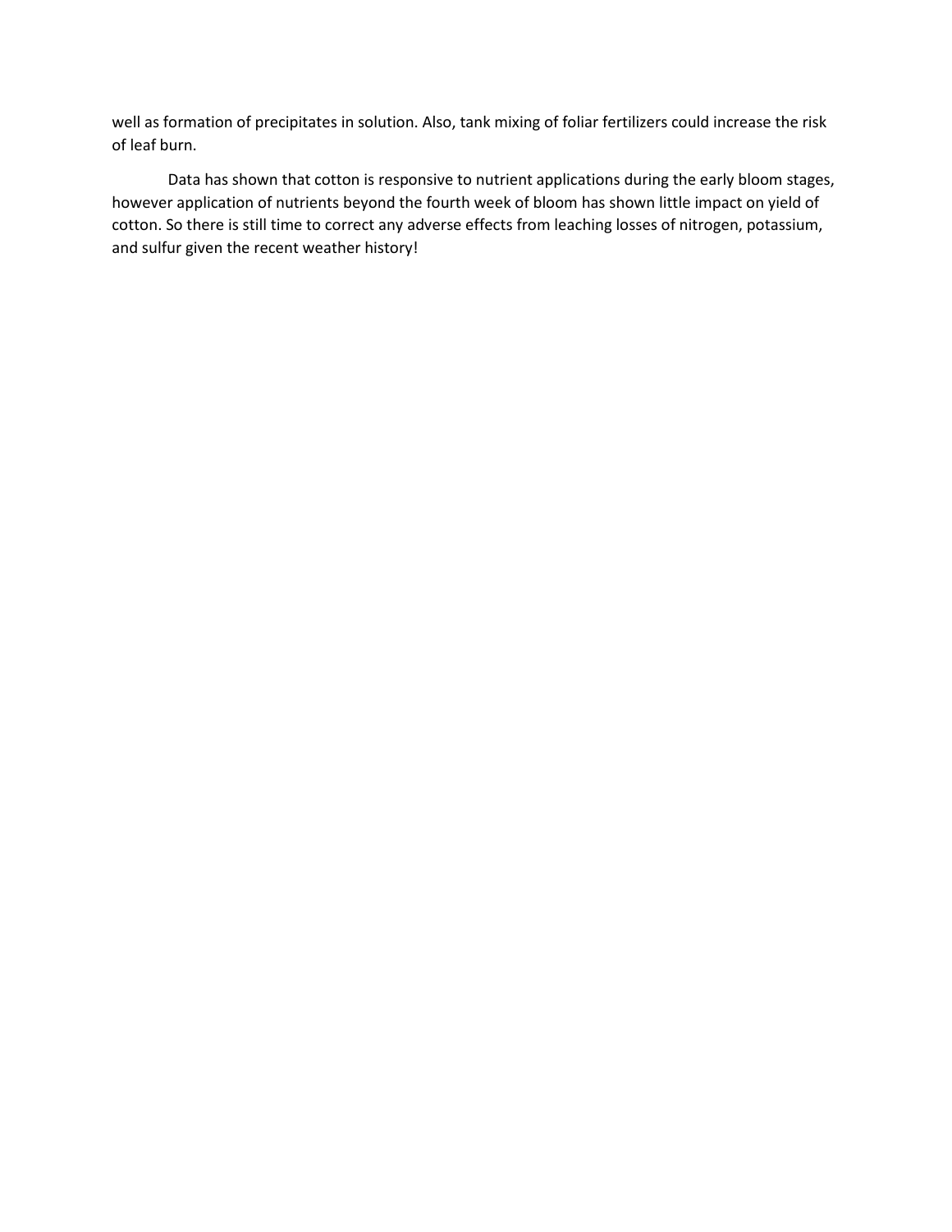well as formation of precipitates in solution. Also, tank mixing of foliar fertilizers could increase the risk of leaf burn.

Data has shown that cotton is responsive to nutrient applications during the early bloom stages, however application of nutrients beyond the fourth week of bloom has shown little impact on yield of cotton. So there is still time to correct any adverse effects from leaching losses of nitrogen, potassium, and sulfur given the recent weather history!